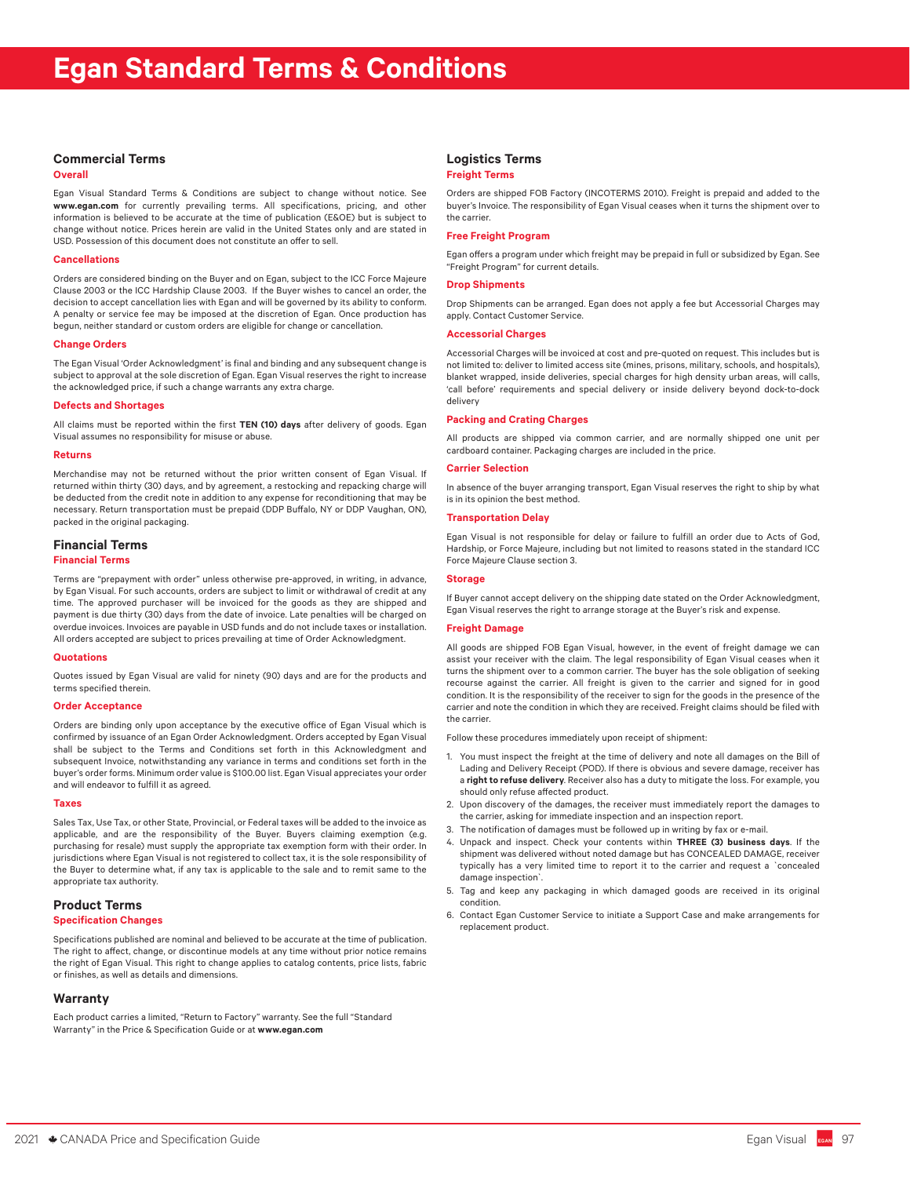# Egan Standard Terms & Conditions

## Commercial Terms

### Overall

Egan Visual Standard Terms & Conditions are subject to change without notice. See **www.egan.com** for currently prevailing terms. All specifications, pricing, and other information is believed to be accurate at the time of publication (E&OE) but is subject to change without notice. Prices herein are valid in the United States only and are stated in USD. Possession of this document does not constitute an offer to sell.

### Cancellations

Orders are considered binding on the Buyer and on Egan, subject to the ICC Force Majeure Clause 2003 or the ICC Hardship Clause 2003. If the Buyer wishes to cancel an order, the decision to accept cancellation lies with Egan and will be governed by its ability to conform. A penalty or service fee may be imposed at the discretion of Egan. Once production has begun, neither standard or custom orders are eligible for change or cancellation.

### Change Orders

The Egan Visual 'Order Acknowledgment' is final and binding and any subsequent change is subject to approval at the sole discretion of Egan. Egan Visual reserves the right to increase the acknowledged price, if such a change warrants any extra charge.

### Defects and Shortages

All claims must be reported within the first **TEN (10) days** after delivery of goods. Egan Visual assumes no responsibility for misuse or abuse.

### Returns

Merchandise may not be returned without the prior written consent of Egan Visual. If returned within thirty (30) days, and by agreement, a restocking and repacking charge will be deducted from the credit note in addition to any expense for reconditioning that may be necessary. Return transportation must be prepaid (DDP Buffalo, NY or DDP Vaughan, ON), packed in the original packaging.

## Financial Terms

### Financial Terms

Terms are "prepayment with order" unless otherwise pre-approved, in writing, in advance, by Egan Visual. For such accounts, orders are subject to limit or withdrawal of credit at any time. The approved purchaser will be invoiced for the goods as they are shipped and payment is due thirty (30) days from the date of invoice. Late penalties will be charged on overdue invoices. Invoices are payable in USD funds and do not include taxes or installation. All orders accepted are subject to prices prevailing at time of Order Acknowledgment.

### Quotations

Quotes issued by Egan Visual are valid for ninety (90) days and are for the products and terms specified therein.

### Order Acceptance

Orders are binding only upon acceptance by the executive office of Egan Visual which is confirmed by issuance of an Egan Order Acknowledgment. Orders accepted by Egan Visual shall be subject to the Terms and Conditions set forth in this Acknowledgment and subsequent Invoice, notwithstanding any variance in terms and conditions set forth in the buyer's order forms. Minimum order value is $100.00 list. Egan Visual appreciates your order and will endeavor to fulfill it as agreed.

### Taxes

Sales Tax, Use Tax, or other State, Provincial, or Federal taxes will be added to the invoice as applicable, and are the responsibility of the Buyer. Buyers claiming exemption (e.g. purchasing for resale) must supply the appropriate tax exemption form with their order. In jurisdictions where Egan Visual is not registered to collect tax, it is the sole responsibility of the Buyer to determine what, if any tax is applicable to the sale and to remit same to the appropriate tax authority.

## Product Terms

### Specification Changes

Specifications published are nominal and believed to be accurate at the time of publication. The right to affect, change, or discontinue models at any time without prior notice remains the right of Egan Visual. This right to change applies to catalog contents, price lists, fabric or finishes, as well as details and dimensions.

## Warranty

Each product carries a limited, "Return to Factory" warranty. See the full "Standard Warranty" in the Price & Specification Guide or at **www.egan.com**

## Logistics Terms

### Freight Terms

Orders are shipped FOB Factory (INCOTERMS 2010). Freight is prepaid and added to the buyer's Invoice. The responsibility of Egan Visual ceases when it turns the shipment over to the carrier.

### Free Freight Program

Egan offers a program under which freight may be prepaid in full or subsidized by Egan. See "Freight Program" for current details.

### Drop Shipments

Drop Shipments can be arranged. Egan does not apply a fee but Accessorial Charges may apply. Contact Customer Service.

### Accessorial Charges

Accessorial Charges will be invoiced at cost and pre-quoted on request. This includes but is not limited to: deliver to limited access site (mines, prisons, military, schools, and hospitals), blanket wrapped, inside deliveries, special charges for high density urban areas, will calls, 'call before' requirements and special delivery or inside delivery beyond dock-to-dock delivery

### Packing and Crating Charges

All products are shipped via common carrier, and are normally shipped one unit per cardboard container. Packaging charges are included in the price.

### Carrier Selection

In absence of the buyer arranging transport, Egan Visual reserves the right to ship by what is in its opinion the best method.

### Transportation Delay

Egan Visual is not responsible for delay or failure to fulfill an order due to Acts of God, Hardship, or Force Majeure, including but not limited to reasons stated in the standard ICC Force Majeure Clause section 3.

### Storage

If Buyer cannot accept delivery on the shipping date stated on the Order Acknowledgment, Egan Visual reserves the right to arrange storage at the Buyer's risk and expense.

### Freight Damage

All goods are shipped FOB Egan Visual, however, in the event of freight damage we can assist your receiver with the claim. The legal responsibility of Egan Visual ceases when it turns the shipment over to a common carrier. The buyer has the sole obligation of seeking recourse against the carrier. All freight is given to the carrier and signed for in good condition. It is the responsibility of the receiver to sign for the goods in the presence of the carrier and note the condition in which they are received. Freight claims should be filed with the carrier.

Follow these procedures immediately upon receipt of shipment:

1. You must inspect the freight at the time of delivery and note all damages on the Bill of Lading and Delivery Receipt (POD). If there is obvious and severe damage, receiver has a **right to refuse delivery**. Receiver also has a duty to mitigate the loss. For example, you should only refuse affected product.
2. Upon discovery of the damages, the receiver must immediately report the damages to the carrier, asking for immediate inspection and an inspection report.
3. The notification of damages must be followed up in writing by fax or e-mail.
4. Unpack and inspect. Check your contents within **THREE (3) business days**. If the shipment was delivered without noted damage but has CONCEALED DAMAGE, receiver typically has a very limited time to report it to the carrier and request a `concealed damage inspection`.
5. Tag and keep any packaging in which damaged goods are received in its original condition.
6. Contact Egan Customer Service to initiate a Support Case and make arrangements for replacement product.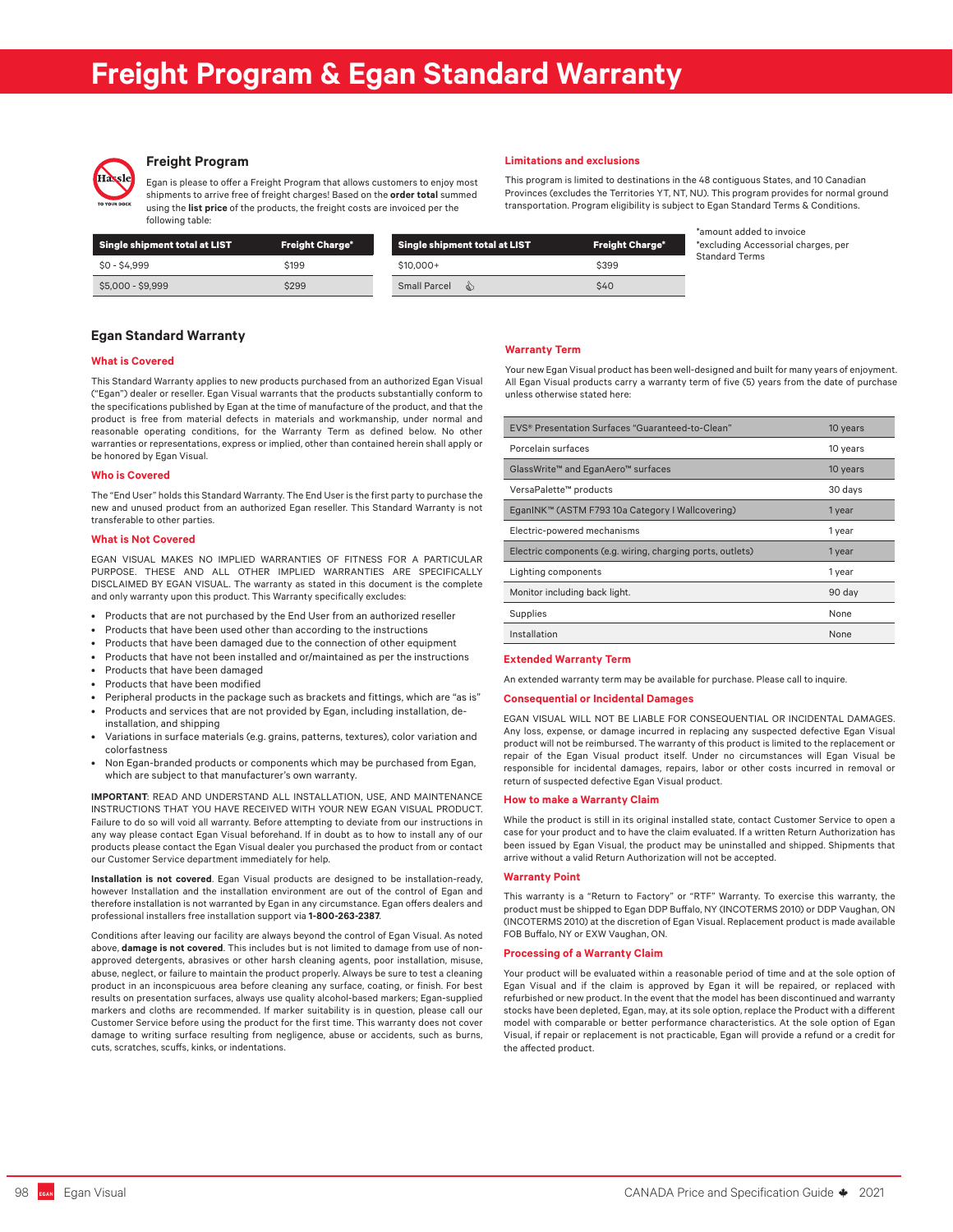# Freight Program & Egan Standard Warranty

## Freight Program

Egan is please to offer a Freight Program that allows customers to enjoy most shipments to arrive free of freight charges! Based on the **order total** summed using the **list price** of the products, the freight costs are invoiced per the following table:

| Single shipment total at LIST | Freight Charge* |
|---|---|
| $0 - $4,999 | $199 |
| $5,000 - $9,999 | $299 |
| $10,000+ | $399 |
| Small Parcel | $40 |

*amount added to invoice
*excluding Accessorial charges, per Standard Terms

### Limitations and exclusions

This program is limited to destinations in the 48 contiguous States, and 10 Canadian Provinces (excludes the Territories YT, NT, NU). This program provides for normal ground transportation. Program eligibility is subject to Egan Standard Terms & Conditions.

## Egan Standard Warranty

### What is Covered

This Standard Warranty applies to new products purchased from an authorized Egan Visual ("Egan") dealer or reseller. Egan Visual warrants that the products substantially conform to the specifications published by Egan at the time of manufacture of the product, and that the product is free from material defects in materials and workmanship, under normal and reasonable operating conditions, for the Warranty Term as defined below. No other warranties or representations, express or implied, other than contained herein shall apply or be honored by Egan Visual.

### Who is Covered

The "End User" holds this Standard Warranty. The End User is the first party to purchase the new and unused product from an authorized Egan reseller. This Standard Warranty is not transferable to other parties.

### What is Not Covered

EGAN VISUAL MAKES NO IMPLIED WARRANTIES OF FITNESS FOR A PARTICULAR PURPOSE. THESE AND ALL OTHER IMPLIED WARRANTIES ARE SPECIFICALLY DISCLAIMED BY EGAN VISUAL. The warranty as stated in this document is the complete and only warranty upon this product. This Warranty specifically excludes:

- Products that are not purchased by the End User from an authorized reseller
- Products that have been used other than according to the instructions
- Products that have been damaged due to the connection of other equipment
- Products that have not been installed and or/maintained as per the instructions
- Products that have been damaged
- Products that have been modified
- Peripheral products in the package such as brackets and fittings, which are "as is"
- Products and services that are not provided by Egan, including installation, de-installation, and shipping
- Variations in surface materials (e.g. grains, patterns, textures), color variation and colorfastness
- Non Egan-branded products or components which may be purchased from Egan, which are subject to that manufacturer's own warranty.

**IMPORTANT**: READ AND UNDERSTAND ALL INSTALLATION, USE, AND MAINTENANCE INSTRUCTIONS THAT YOU HAVE RECEIVED WITH YOUR NEW EGAN VISUAL PRODUCT. Failure to do so will void all warranty. Before attempting to deviate from our instructions in any way please contact Egan Visual beforehand. If in doubt as to how to install any of our products please contact the Egan Visual dealer you purchased the product from or contact our Customer Service department immediately for help.

**Installation is not covered**. Egan Visual products are designed to be installation-ready, however Installation and the installation environment are out of the control of Egan and therefore installation is not warranted by Egan in any circumstance. Egan offers dealers and professional installers free installation support via **1-800-263-2387**.

Conditions after leaving our facility are always beyond the control of Egan Visual. As noted above, **damage is not covered**. This includes but is not limited to damage from use of non-approved detergents, abrasives or other harsh cleaning agents, poor installation, misuse, abuse, neglect, or failure to maintain the product properly. Always be sure to test a cleaning product in an inconspicuous area before cleaning any surface, coating, or finish. For best results on presentation surfaces, always use quality alcohol-based markers; Egan-supplied markers and cloths are recommended. If marker suitability is in question, please call our Customer Service before using the product for the first time. This warranty does not cover damage to writing surface resulting from negligence, abuse or accidents, such as burns, cuts, scratches, scuffs, kinks, or indentations.

### Warranty Term

Your new Egan Visual product has been well-designed and built for many years of enjoyment. All Egan Visual products carry a warranty term of five (5) years from the date of purchase unless otherwise stated here:

| | |
|---|---|
| EVS® Presentation Surfaces "Guaranteed-to-Clean" | 10 years |
| Porcelain surfaces | 10 years |
| GlassWrite™ and EganAero™ surfaces | 10 years |
| VersaPalette™ products | 30 days |
| EganINK™ (ASTM F793 10a Category I Wallcovering) | 1 year |
| Electric-powered mechanisms | 1 year |
| Electric components (e.g. wiring, charging ports, outlets) | 1 year |
| Lighting components | 1 year |
| Monitor including back light. | 90 day |
| Supplies | None |
| Installation | None |

### Extended Warranty Term

An extended warranty term may be available for purchase. Please call to inquire.

### Consequential or Incidental Damages

EGAN VISUAL WILL NOT BE LIABLE FOR CONSEQUENTIAL OR INCIDENTAL DAMAGES. Any loss, expense, or damage incurred in replacing any suspected defective Egan Visual product will not be reimbursed. The warranty of this product is limited to the replacement or repair of the Egan Visual product itself. Under no circumstances will Egan Visual be responsible for incidental damages, repairs, labor or other costs incurred in removal or return of suspected defective Egan Visual product.

### How to make a Warranty Claim

While the product is still in its original installed state, contact Customer Service to open a case for your product and to have the claim evaluated. If a written Return Authorization has been issued by Egan Visual, the product may be uninstalled and shipped. Shipments that arrive without a valid Return Authorization will not be accepted.

### Warranty Point

This warranty is a "Return to Factory" or "RTF" Warranty. To exercise this warranty, the product must be shipped to Egan DDP Buffalo, NY (INCOTERMS 2010) or DDP Vaughan, ON (INCOTERMS 2010) at the discretion of Egan Visual. Replacement product is made available FOB Buffalo, NY or EXW Vaughan, ON.

### Processing of a Warranty Claim

Your product will be evaluated within a reasonable period of time and at the sole option of Egan Visual and if the claim is approved by Egan it will be repaired, or replaced with refurbished or new product. In the event that the model has been discontinued and warranty stocks have been depleted, Egan, may, at its sole option, replace the Product with a different model with comparable or better performance characteristics. At the sole option of Egan Visual, if repair or replacement is not practicable, Egan will provide a refund or a credit for the affected product.